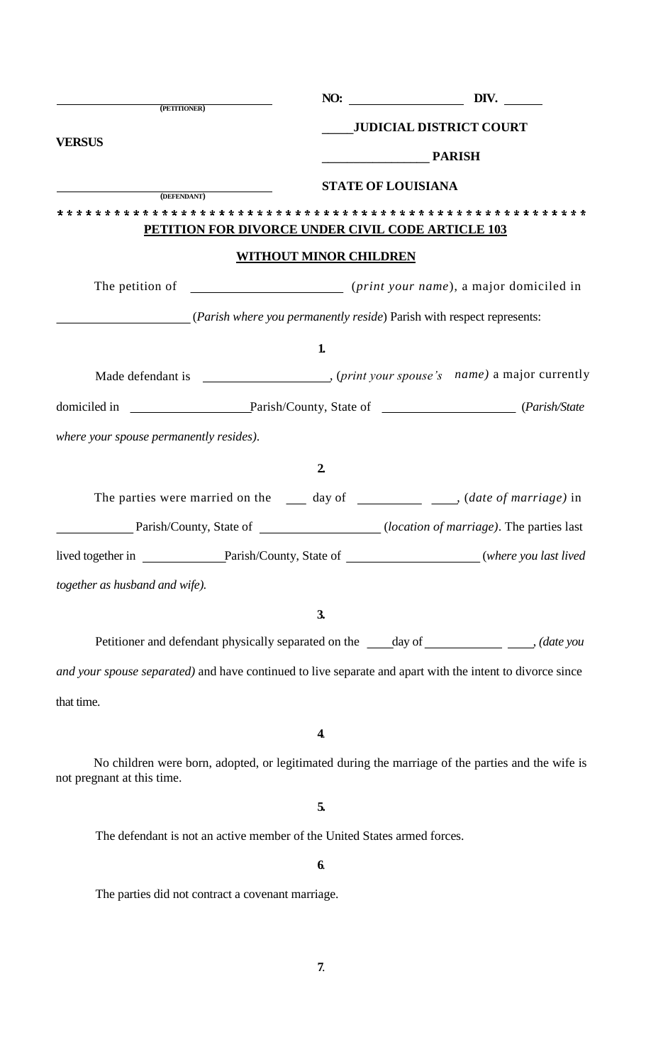| ______________________ (PETITIONER) | **NO:** ______________ **DIV.** ______ |
|---|---|
| **VERSUS** | _____**JUDICIAL DISTRICT COURT** |
| | ________________ **PARISH** |
| ______________________ (DEFENDANT) | **STATE OF LOUISIANA** |

* * * * * * * * * * * * * * * * * * * * * * * * * * * * * * * * * * * * * * * * * * * * * * * * * * * * * *

**PETITION FOR DIVORCE UNDER CIVIL CODE ARTICLE 103**

**WITHOUT MINOR CHILDREN**

The petition of ______________________ (*print your name*), a major domiciled in ____________________ (*Parish where you permanently reside*) Parish with respect represents:

**1.**

Made defendant is ___________________, (*print your spouse's name)* a major currently domiciled in __________________Parish/County, State of ____________________ (*Parish/State where your spouse permanently resides)*.

**2.**

The parties were married on the ___ day of __________ ____, (*date of marriage)* in ___________ Parish/County, State of __________________ (*location of marriage)*. The parties last lived together in _____________Parish/County, State of ____________________ (*where you last lived together as husband and wife).*

**3.**

Petitioner and defendant physically separated on the ____day of ____________ ____, *(date you and your spouse separated)* and have continued to live separate and apart with the intent to divorce since that time.

**4.**

No children were born, adopted, or legitimated during the marriage of the parties and the wife is not pregnant at this time.

**5.**

The defendant is not an active member of the United States armed forces.

**6.**

The parties did not contract a covenant marriage.

**7.**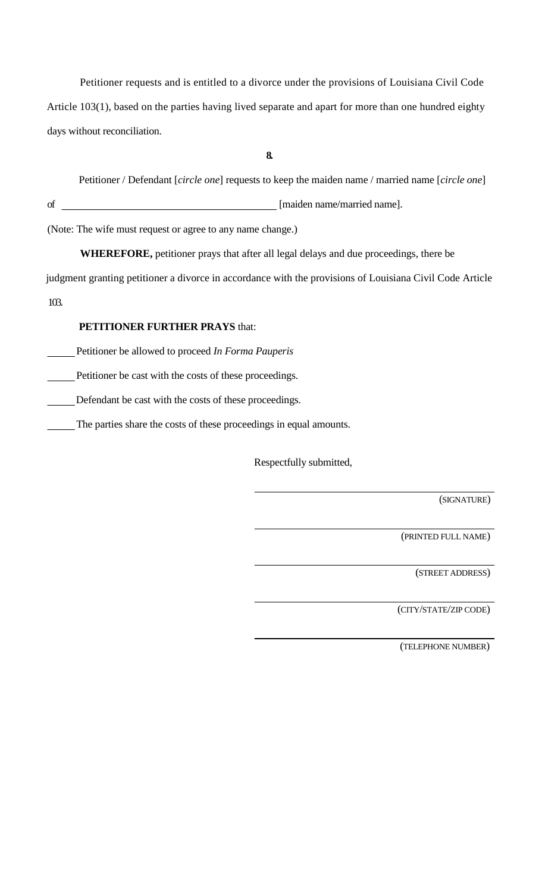Petitioner requests and is entitled to a divorce under the provisions of Louisiana Civil Code Article 103(1), based on the parties having lived separate and apart for more than one hundred eighty days without reconciliation.

**8.**

Petitioner / Defendant [*circle one*] requests to keep the maiden name / married name [*circle one*] of ________________________________________ [maiden name/married name].

(Note: The wife must request or agree to any name change.)

**WHEREFORE,** petitioner prays that after all legal delays and due proceedings, there be judgment granting petitioner a divorce in accordance with the provisions of Louisiana Civil Code Article 103.

**PETITIONER FURTHER PRAYS** that:

_____ Petitioner be allowed to proceed *In Forma Pauperis*

_____ Petitioner be cast with the costs of these proceedings.

_____ Defendant be cast with the costs of these proceedings.

_____ The parties share the costs of these proceedings in equal amounts.

Respectfully submitted,

________________________________________
(SIGNATURE)

________________________________________
(PRINTED FULL NAME)

________________________________________
(STREET ADDRESS)

________________________________________
(CITY/STATE/ZIP CODE)

________________________________________
(TELEPHONE NUMBER)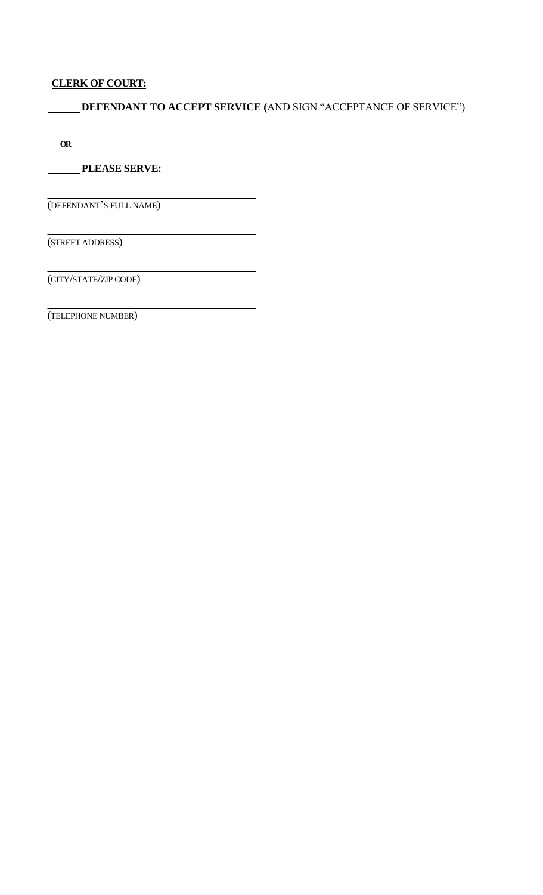**CLERK OF COURT:**

\_\_\_\_\_\_ **DEFENDANT TO ACCEPT SERVICE (**AND SIGN "ACCEPTANCE OF SERVICE")

**OR**

\_\_\_\_\_\_ **PLEASE SERVE:**

\_\_\_\_\_\_\_\_\_\_\_\_\_\_\_\_\_\_\_\_\_\_\_\_\_\_\_\_\_\_\_\_\_\_\_\_\_\_\_\_
(DEFENDANT'S FULL NAME)

\_\_\_\_\_\_\_\_\_\_\_\_\_\_\_\_\_\_\_\_\_\_\_\_\_\_\_\_\_\_\_\_\_\_\_\_\_\_\_\_
(STREET ADDRESS)

\_\_\_\_\_\_\_\_\_\_\_\_\_\_\_\_\_\_\_\_\_\_\_\_\_\_\_\_\_\_\_\_\_\_\_\_\_\_\_\_
(CITY/STATE/ZIP CODE)

\_\_\_\_\_\_\_\_\_\_\_\_\_\_\_\_\_\_\_\_\_\_\_\_\_\_\_\_\_\_\_\_\_\_\_\_\_\_\_\_
(TELEPHONE NUMBER)